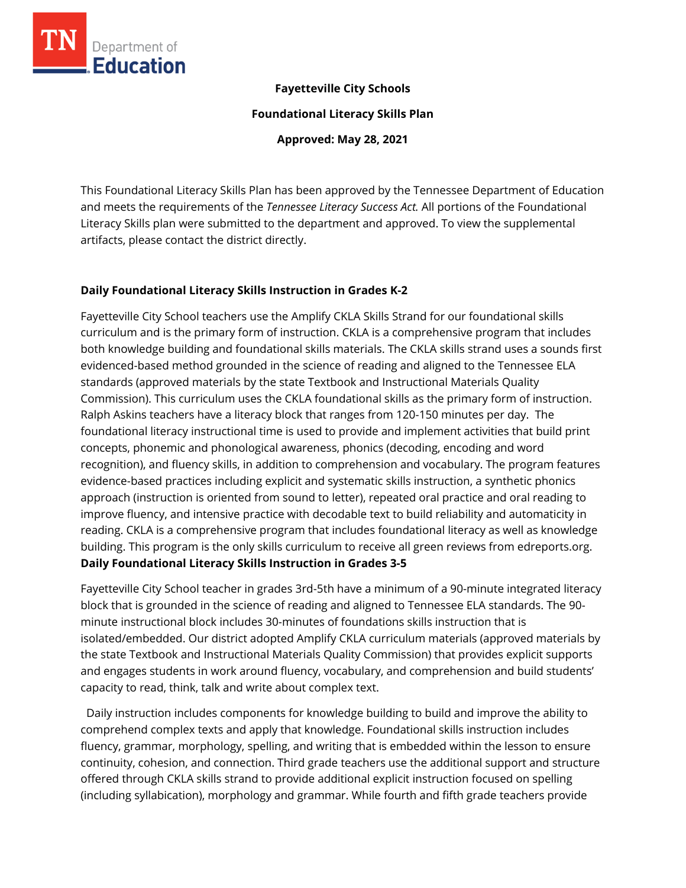**Fayetteville City Schools**

**Foundational Literacy Skills Plan**

**Approved: May 28, 2021**

This Foundational Literacy Skills Plan has been approved by the Tennessee Department of Education and meets the requirements of the *Tennessee Literacy Success Act.* All portions of the Foundational Literacy Skills plan were submitted to the department and approved. To view the supplemental artifacts, please contact the district directly.

## Daily Foundational Literacy Skills Instruction in Grades K-2

Fayetteville City School teachers use the Amplify CKLA Skills Strand for our foundational skills curriculum and is the primary form of instruction. CKLA is a comprehensive program that includes both knowledge building and foundational skills materials. The CKLA skills strand uses a sounds first evidenced-based method grounded in the science of reading and aligned to the Tennessee ELA standards (approved materials by the state Textbook and Instructional Materials Quality Commission). This curriculum uses the CKLA foundational skills as the primary form of instruction. Ralph Askins teachers have a literacy block that ranges from 120-150 minutes per day. The foundational literacy instructional time is used to provide and implement activities that build print concepts, phonemic and phonological awareness, phonics (decoding, encoding and word recognition), and fluency skills, in addition to comprehension and vocabulary. The program features evidence-based practices including explicit and systematic skills instruction, a synthetic phonics approach (instruction is oriented from sound to letter), repeated oral practice and oral reading to improve fluency, and intensive practice with decodable text to build reliability and automaticity in reading. CKLA is a comprehensive program that includes foundational literacy as well as knowledge building. This program is the only skills curriculum to receive all green reviews from edreports.org.

## Daily Foundational Literacy Skills Instruction in Grades 3-5

Fayetteville City School teacher in grades 3rd-5th have a minimum of a 90-minute integrated literacy block that is grounded in the science of reading and aligned to Tennessee ELA standards. The 90-minute instructional block includes 30-minutes of foundations skills instruction that is isolated/embedded. Our district adopted Amplify CKLA curriculum materials (approved materials by the state Textbook and Instructional Materials Quality Commission) that provides explicit supports and engages students in work around fluency, vocabulary, and comprehension and build students' capacity to read, think, talk and write about complex text.

Daily instruction includes components for knowledge building to build and improve the ability to comprehend complex texts and apply that knowledge. Foundational skills instruction includes fluency, grammar, morphology, spelling, and writing that is embedded within the lesson to ensure continuity, cohesion, and connection. Third grade teachers use the additional support and structure offered through CKLA skills strand to provide additional explicit instruction focused on spelling (including syllabication), morphology and grammar. While fourth and fifth grade teachers provide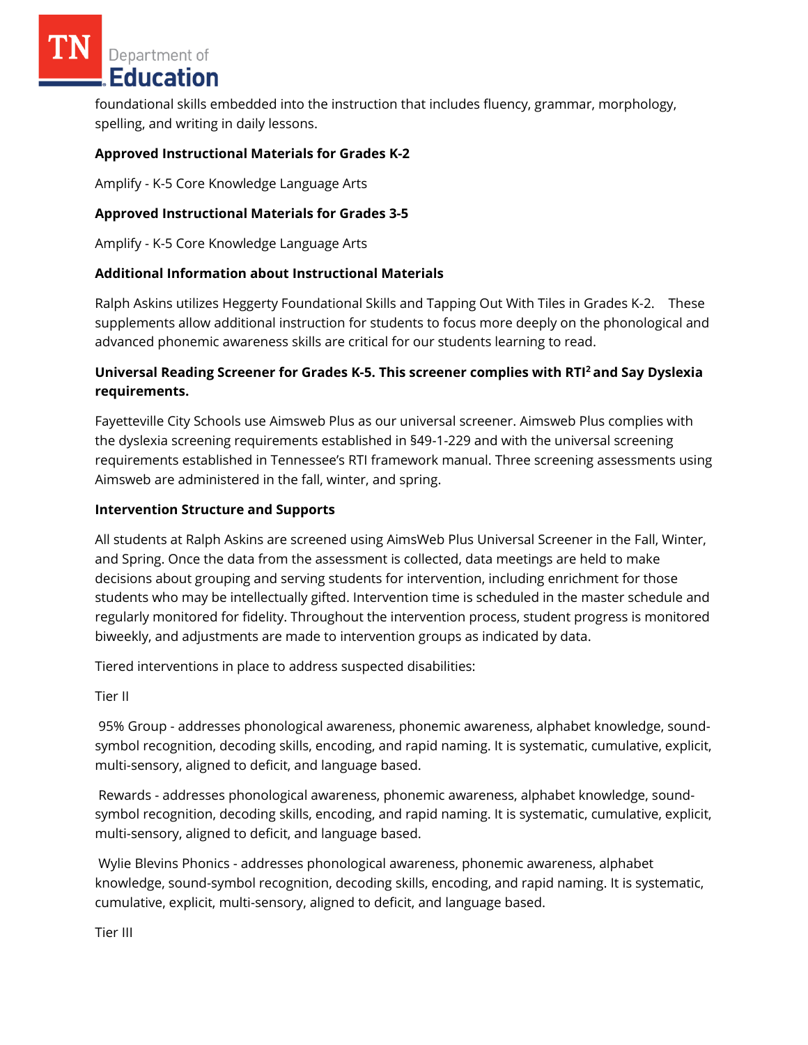foundational skills embedded into the instruction that includes fluency, grammar, morphology, spelling, and writing in daily lessons.

**Approved Instructional Materials for Grades K-2**

Amplify - K-5 Core Knowledge Language Arts

**Approved Instructional Materials for Grades 3-5**

Amplify - K-5 Core Knowledge Language Arts

**Additional Information about Instructional Materials**

Ralph Askins utilizes Heggerty Foundational Skills and Tapping Out With Tiles in Grades K-2. These supplements allow additional instruction for students to focus more deeply on the phonological and advanced phonemic awareness skills are critical for our students learning to read.

**Universal Reading Screener for Grades K-5. This screener complies with RTI$^2$ and Say Dyslexia requirements.**

Fayetteville City Schools use Aimsweb Plus as our universal screener. Aimsweb Plus complies with the dyslexia screening requirements established in §49-1-229 and with the universal screening requirements established in Tennessee's RTI framework manual. Three screening assessments using Aimsweb are administered in the fall, winter, and spring.

**Intervention Structure and Supports**

All students at Ralph Askins are screened using AimsWeb Plus Universal Screener in the Fall, Winter, and Spring. Once the data from the assessment is collected, data meetings are held to make decisions about grouping and serving students for intervention, including enrichment for those students who may be intellectually gifted. Intervention time is scheduled in the master schedule and regularly monitored for fidelity. Throughout the intervention process, student progress is monitored biweekly, and adjustments are made to intervention groups as indicated by data.

Tiered interventions in place to address suspected disabilities:

Tier II

95% Group - addresses phonological awareness, phonemic awareness, alphabet knowledge, sound-symbol recognition, decoding skills, encoding, and rapid naming. It is systematic, cumulative, explicit, multi-sensory, aligned to deficit, and language based.

Rewards - addresses phonological awareness, phonemic awareness, alphabet knowledge, sound-symbol recognition, decoding skills, encoding, and rapid naming. It is systematic, cumulative, explicit, multi-sensory, aligned to deficit, and language based.

Wylie Blevins Phonics - addresses phonological awareness, phonemic awareness, alphabet knowledge, sound-symbol recognition, decoding skills, encoding, and rapid naming. It is systematic, cumulative, explicit, multi-sensory, aligned to deficit, and language based.

Tier III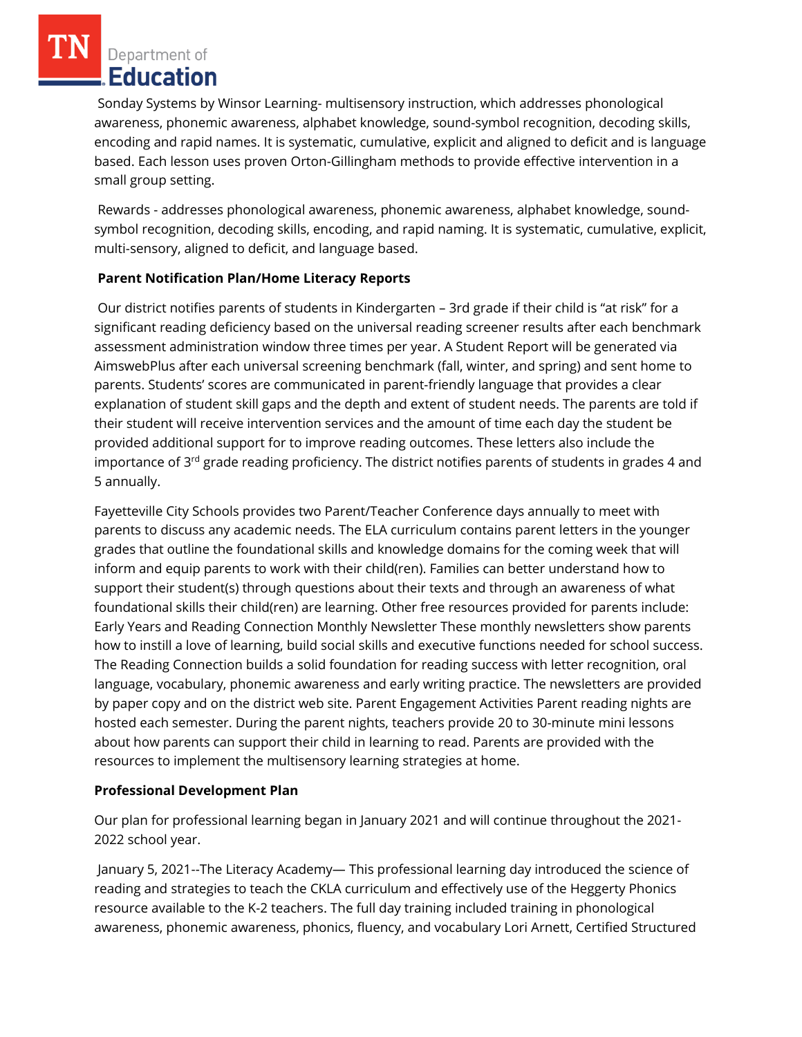Sonday Systems by Winsor Learning- multisensory instruction, which addresses phonological awareness, phonemic awareness, alphabet knowledge, sound-symbol recognition, decoding skills, encoding and rapid names. It is systematic, cumulative, explicit and aligned to deficit and is language based. Each lesson uses proven Orton-Gillingham methods to provide effective intervention in a small group setting.

Rewards - addresses phonological awareness, phonemic awareness, alphabet knowledge, sound-symbol recognition, decoding skills, encoding, and rapid naming. It is systematic, cumulative, explicit, multi-sensory, aligned to deficit, and language based.

**Parent Notification Plan/Home Literacy Reports**

Our district notifies parents of students in Kindergarten – 3rd grade if their child is "at risk" for a significant reading deficiency based on the universal reading screener results after each benchmark assessment administration window three times per year. A Student Report will be generated via AimswebPlus after each universal screening benchmark (fall, winter, and spring) and sent home to parents. Students' scores are communicated in parent-friendly language that provides a clear explanation of student skill gaps and the depth and extent of student needs. The parents are told if their student will receive intervention services and the amount of time each day the student be provided additional support for to improve reading outcomes. These letters also include the importance of 3rd grade reading proficiency. The district notifies parents of students in grades 4 and 5 annually.

Fayetteville City Schools provides two Parent/Teacher Conference days annually to meet with parents to discuss any academic needs. The ELA curriculum contains parent letters in the younger grades that outline the foundational skills and knowledge domains for the coming week that will inform and equip parents to work with their child(ren). Families can better understand how to support their student(s) through questions about their texts and through an awareness of what foundational skills their child(ren) are learning. Other free resources provided for parents include: Early Years and Reading Connection Monthly Newsletter These monthly newsletters show parents how to instill a love of learning, build social skills and executive functions needed for school success. The Reading Connection builds a solid foundation for reading success with letter recognition, oral language, vocabulary, phonemic awareness and early writing practice. The newsletters are provided by paper copy and on the district web site. Parent Engagement Activities Parent reading nights are hosted each semester. During the parent nights, teachers provide 20 to 30-minute mini lessons about how parents can support their child in learning to read. Parents are provided with the resources to implement the multisensory learning strategies at home.

**Professional Development Plan**

Our plan for professional learning began in January 2021 and will continue throughout the 2021-2022 school year.

January 5, 2021--The Literacy Academy— This professional learning day introduced the science of reading and strategies to teach the CKLA curriculum and effectively use of the Heggerty Phonics resource available to the K-2 teachers. The full day training included training in phonological awareness, phonemic awareness, phonics, fluency, and vocabulary Lori Arnett, Certified Structured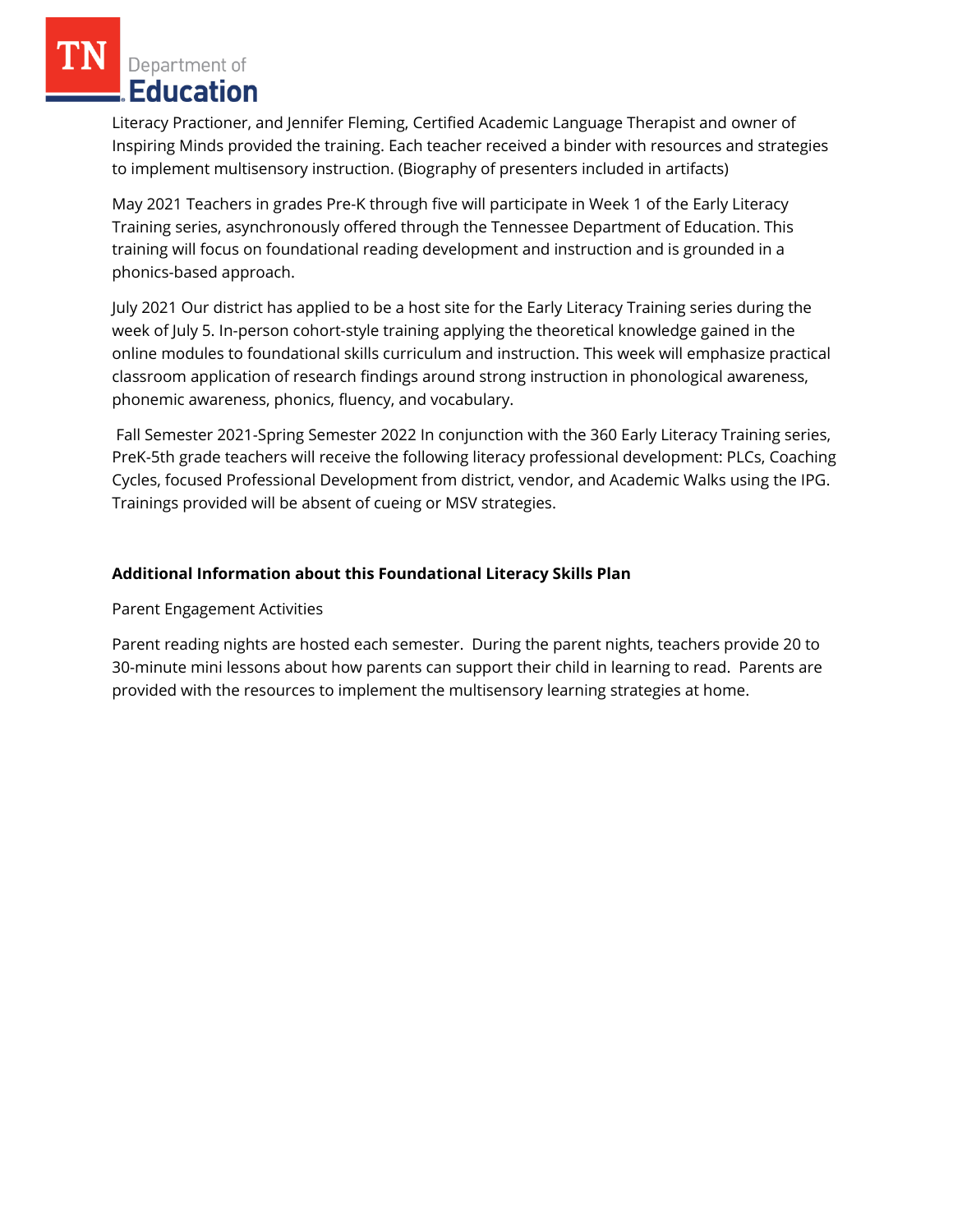Literacy Practioner, and Jennifer Fleming, Certified Academic Language Therapist and owner of Inspiring Minds provided the training. Each teacher received a binder with resources and strategies to implement multisensory instruction. (Biography of presenters included in artifacts)

May 2021 Teachers in grades Pre-K through five will participate in Week 1 of the Early Literacy Training series, asynchronously offered through the Tennessee Department of Education. This training will focus on foundational reading development and instruction and is grounded in a phonics-based approach.

July 2021 Our district has applied to be a host site for the Early Literacy Training series during the week of July 5. In-person cohort-style training applying the theoretical knowledge gained in the online modules to foundational skills curriculum and instruction. This week will emphasize practical classroom application of research findings around strong instruction in phonological awareness, phonemic awareness, phonics, fluency, and vocabulary.

Fall Semester 2021-Spring Semester 2022 In conjunction with the 360 Early Literacy Training series, PreK-5th grade teachers will receive the following literacy professional development: PLCs, Coaching Cycles, focused Professional Development from district, vendor, and Academic Walks using the IPG. Trainings provided will be absent of cueing or MSV strategies.

**Additional Information about this Foundational Literacy Skills Plan**

Parent Engagement Activities

Parent reading nights are hosted each semester. During the parent nights, teachers provide 20 to 30-minute mini lessons about how parents can support their child in learning to read. Parents are provided with the resources to implement the multisensory learning strategies at home.